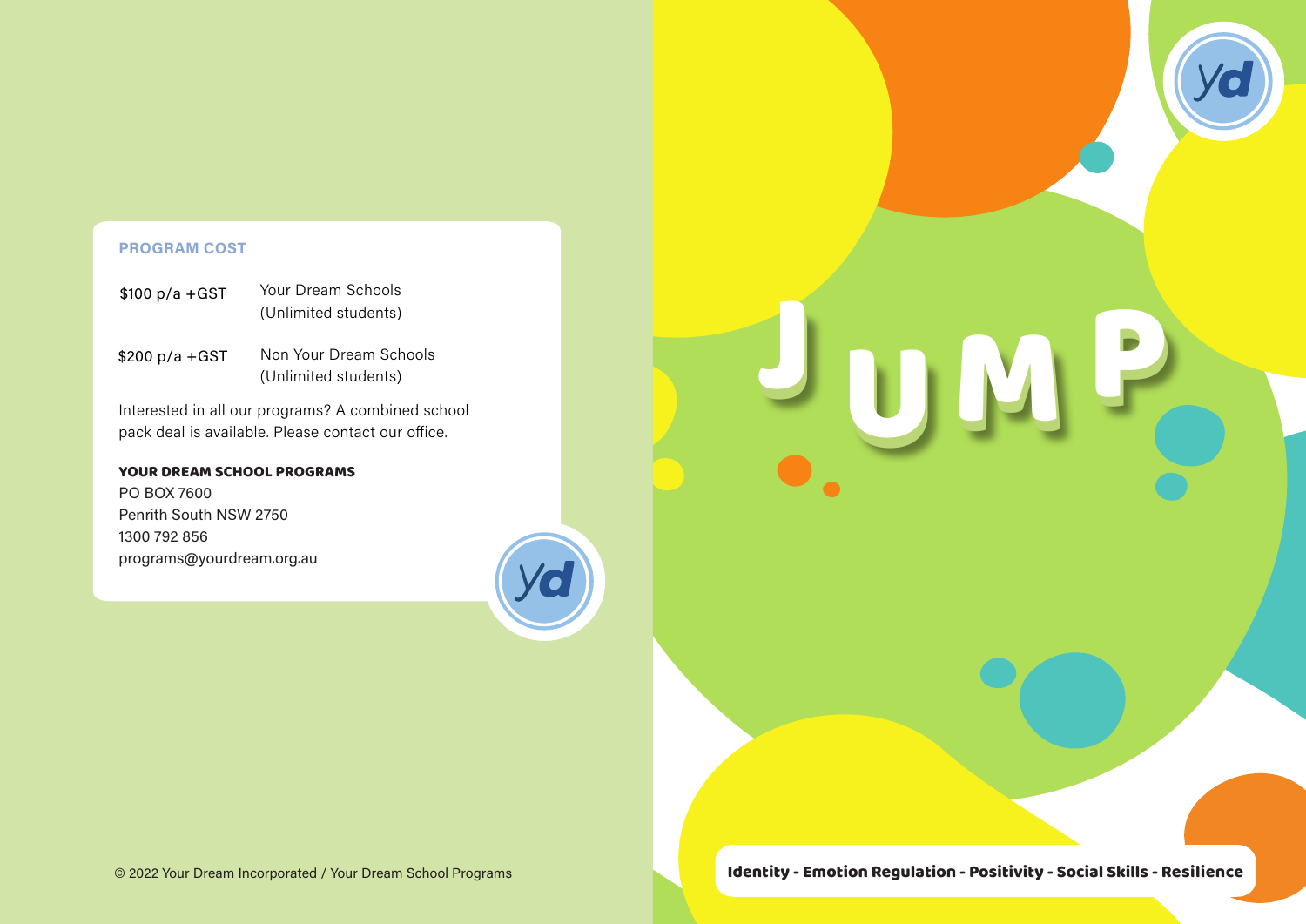# JUMP

**Identity - Emotion Regulation - Positivity - Social Skills - Resilience**

## PROGRAM COST

| | |
|---|---|
| $100 p/a +GST | Your Dream Schools (Unlimited students) |
| $200 p/a +GST | Non Your Dream Schools (Unlimited students) |

Interested in all our programs? A combined school pack deal is available. Please contact our office.

**YOUR DREAM SCHOOL PROGRAMS**
PO BOX 7600
Penrith South NSW 2750
1300 792 856
programs@yourdream.org.au

© 2022 Your Dream Incorporated / Your Dream School Programs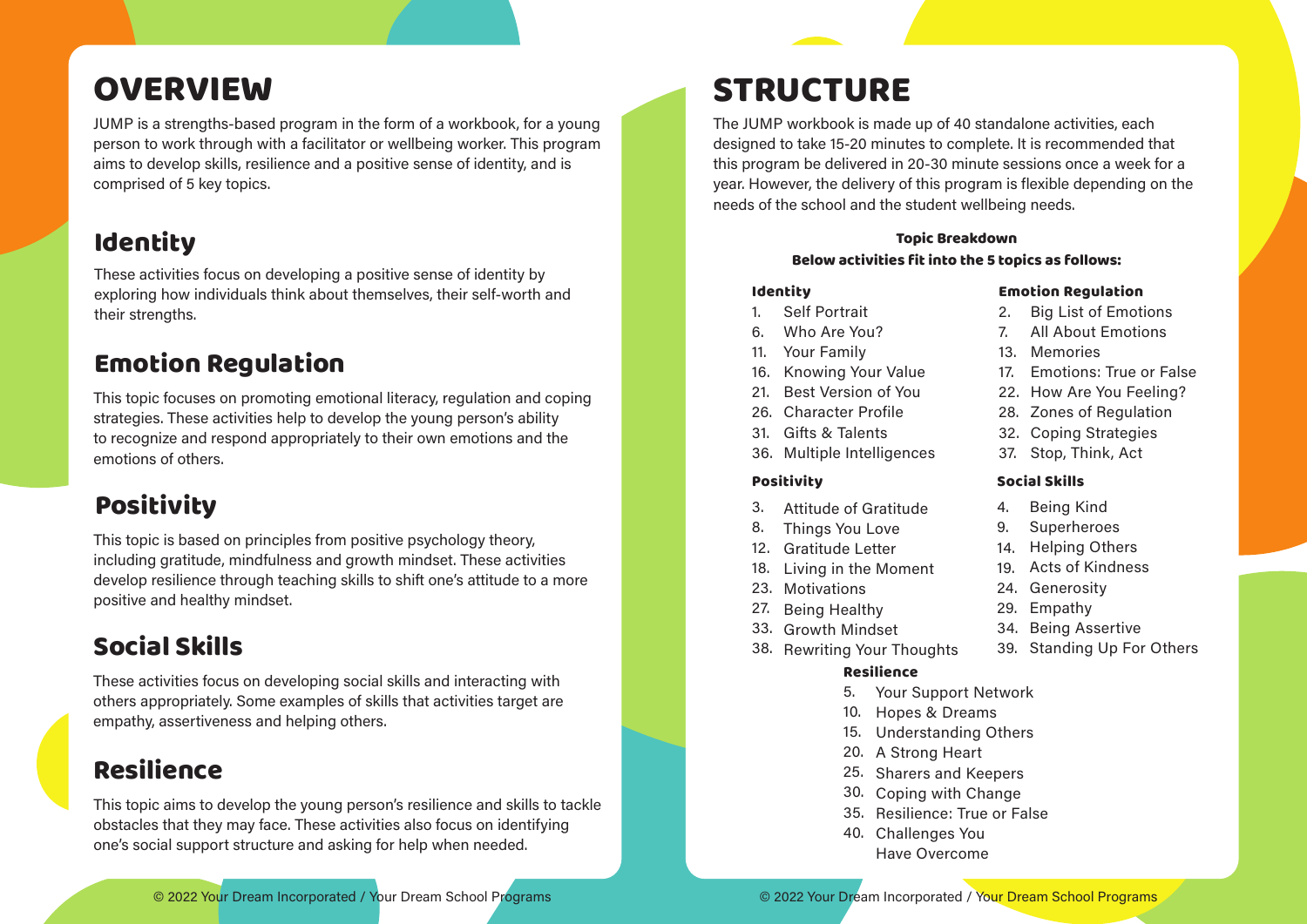# OVERVIEW

JUMP is a strengths-based program in the form of a workbook, for a young person to work through with a facilitator or wellbeing worker. This program aims to develop skills, resilience and a positive sense of identity, and is comprised of 5 key topics.

## Identity

These activities focus on developing a positive sense of identity by exploring how individuals think about themselves, their self-worth and their strengths.

## Emotion Regulation

This topic focuses on promoting emotional literacy, regulation and coping strategies. These activities help to develop the young person's ability to recognize and respond appropriately to their own emotions and the emotions of others.

## Positivity

This topic is based on principles from positive psychology theory, including gratitude, mindfulness and growth mindset. These activities develop resilience through teaching skills to shift one's attitude to a more positive and healthy mindset.

## Social Skills

These activities focus on developing social skills and interacting with others appropriately. Some examples of skills that activities target are empathy, assertiveness and helping others.

## Resilience

This topic aims to develop the young person's resilience and skills to tackle obstacles that they may face. These activities also focus on identifying one's social support structure and asking for help when needed.

# STRUCTURE

The JUMP workbook is made up of 40 standalone activities, each designed to take 15-20 minutes to complete. It is recommended that this program be delivered in 20-30 minute sessions once a week for a year. However, the delivery of this program is flexible depending on the needs of the school and the student wellbeing needs.

**Topic Breakdown**

**Below activities fit into the 5 topics as follows:**

**Identity**

1. Self Portrait
6. Who Are You?
11. Your Family
16. Knowing Your Value
21. Best Version of You
26. Character Profile
31. Gifts & Talents
36. Multiple Intelligences

**Emotion Regulation**

2. Big List of Emotions
7. All About Emotions
13. Memories
17. Emotions: True or False
22. How Are You Feeling?
28. Zones of Regulation
32. Coping Strategies
37. Stop, Think, Act

**Positivity**

3. Attitude of Gratitude
8. Things You Love
12. Gratitude Letter
18. Living in the Moment
23. Motivations
27. Being Healthy
33. Growth Mindset
38. Rewriting Your Thoughts

**Social Skills**

4. Being Kind
9. Superheroes
14. Helping Others
19. Acts of Kindness
24. Generosity
29. Empathy
34. Being Assertive
39. Standing Up For Others

**Resilience**

5. Your Support Network
10. Hopes & Dreams
15. Understanding Others
20. A Strong Heart
25. Sharers and Keepers
30. Coping with Change
35. Resilience: True or False
40. Challenges You Have Overcome

© 2022 Your Dream Incorporated / Your Dream School Programs